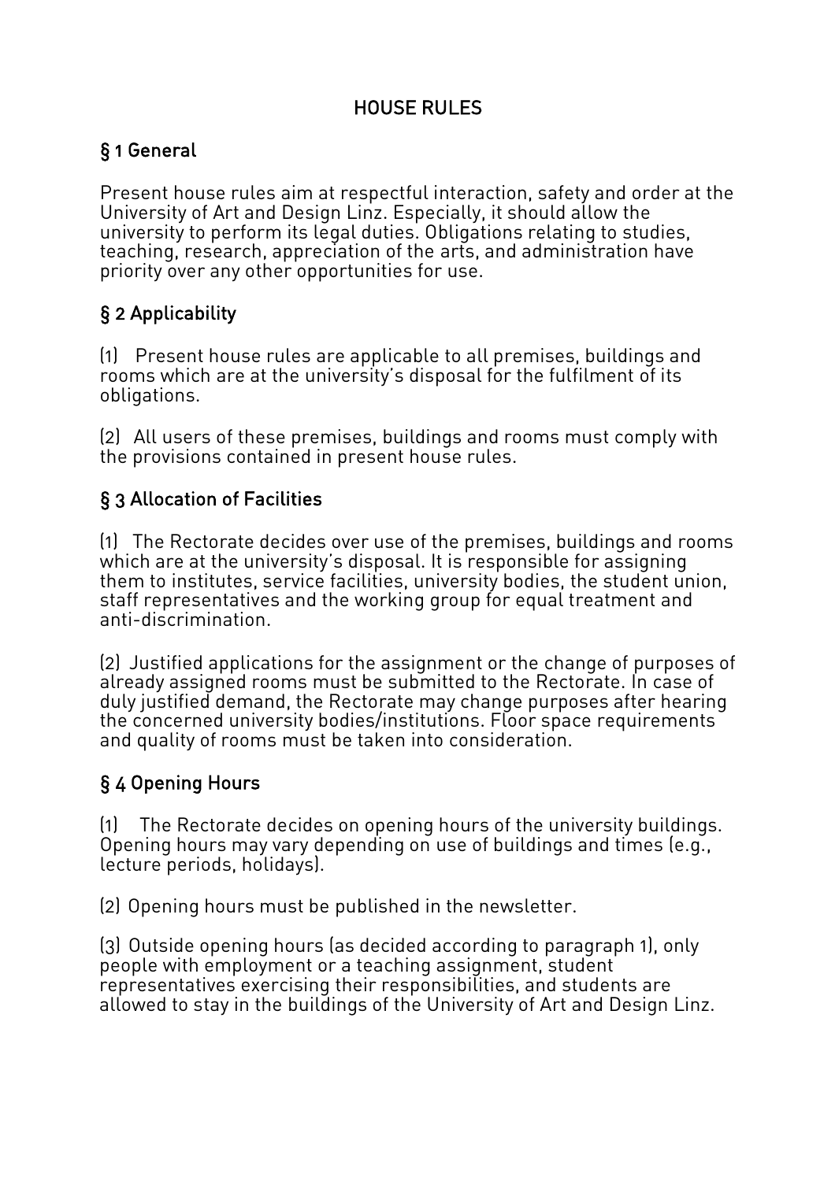# HOUSE RULES

## § 1 General

Present house rules aim at respectful interaction, safety and order at the University of Art and Design Linz. Especially, it should allow the university to perform its legal duties. Obligations relating to studies, teaching, research, appreciation of the arts, and administration have priority over any other opportunities for use.

## § 2 Applicability

(1) Present house rules are applicable to all premises, buildings and rooms which are at the university's disposal for the fulfilment of its obligations.

(2) All users of these premises, buildings and rooms must comply with the provisions contained in present house rules.

## § 3 Allocation of Facilities

(1) The Rectorate decides over use of the premises, buildings and rooms which are at the university's disposal. It is responsible for assigning them to institutes, service facilities, university bodies, the student union, staff representatives and the working group for equal treatment and anti-discrimination.

(2) Justified applications for the assignment or the change of purposes of already assigned rooms must be submitted to the Rectorate. In case of duly justified demand, the Rectorate may change purposes after hearing the concerned university bodies/institutions. Floor space requirements and quality of rooms must be taken into consideration.

## § 4 Opening Hours

(1) The Rectorate decides on opening hours of the university buildings. Opening hours may vary depending on use of buildings and times (e.g., lecture periods, holidays).

(2) Opening hours must be published in the newsletter.

(3) Outside opening hours (as decided according to paragraph 1), only people with employment or a teaching assignment, student representatives exercising their responsibilities, and students are allowed to stay in the buildings of the University of Art and Design Linz.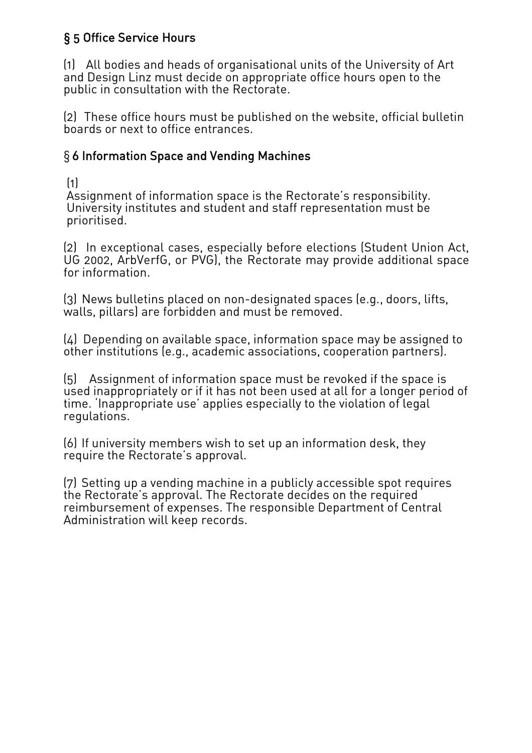## § 5 Office Service Hours

(1) All bodies and heads of organisational units of the University of Art and Design Linz must decide on appropriate office hours open to the public in consultation with the Rectorate.

(2) These office hours must be published on the website, official bulletin boards or next to office entrances.

## § 6 Information Space and Vending Machines

(1) Assignment of information space is the Rectorate's responsibility. University institutes and student and staff representation must be prioritised.

(2) In exceptional cases, especially before elections (Student Union Act, UG 2002, ArbVerfG, or PVG), the Rectorate may provide additional space for information.

(3) News bulletins placed on non-designated spaces (e.g., doors, lifts, walls, pillars) are forbidden and must be removed.

(4) Depending on available space, information space may be assigned to other institutions (e.g., academic associations, cooperation partners).

(5) Assignment of information space must be revoked if the space is used inappropriately or if it has not been used at all for a longer period of time. 'Inappropriate use' applies especially to the violation of legal regulations.

(6) If university members wish to set up an information desk, they require the Rectorate's approval.

(7) Setting up a vending machine in a publicly accessible spot requires the Rectorate's approval. The Rectorate decides on the required reimbursement of expenses. The responsible Department of Central Administration will keep records.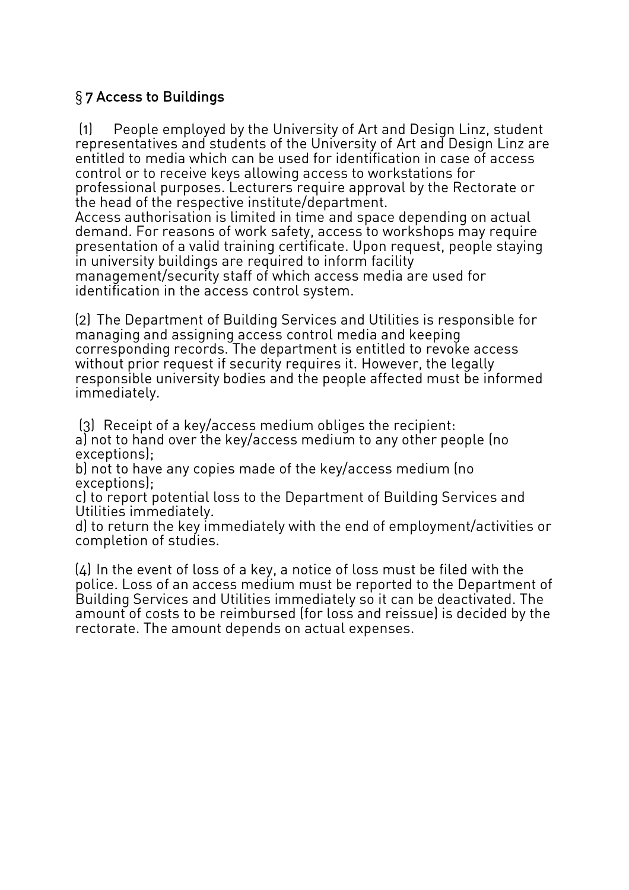## § 7 Access to Buildings

(1) People employed by the University of Art and Design Linz, student representatives and students of the University of Art and Design Linz are entitled to media which can be used for identification in case of access control or to receive keys allowing access to workstations for professional purposes. Lecturers require approval by the Rectorate or the head of the respective institute/department.
Access authorisation is limited in time and space depending on actual demand. For reasons of work safety, access to workshops may require presentation of a valid training certificate. Upon request, people staying in university buildings are required to inform facility management/security staff of which access media are used for identification in the access control system.

(2) The Department of Building Services and Utilities is responsible for managing and assigning access control media and keeping corresponding records. The department is entitled to revoke access without prior request if security requires it. However, the legally responsible university bodies and the people affected must be informed immediately.

(3) Receipt of a key/access medium obliges the recipient:
a) not to hand over the key/access medium to any other people (no exceptions);
b) not to have any copies made of the key/access medium (no exceptions);
c) to report potential loss to the Department of Building Services and Utilities immediately.
d) to return the key immediately with the end of employment/activities or completion of studies.

(4) In the event of loss of a key, a notice of loss must be filed with the police. Loss of an access medium must be reported to the Department of Building Services and Utilities immediately so it can be deactivated. The amount of costs to be reimbursed (for loss and reissue) is decided by the rectorate. The amount depends on actual expenses.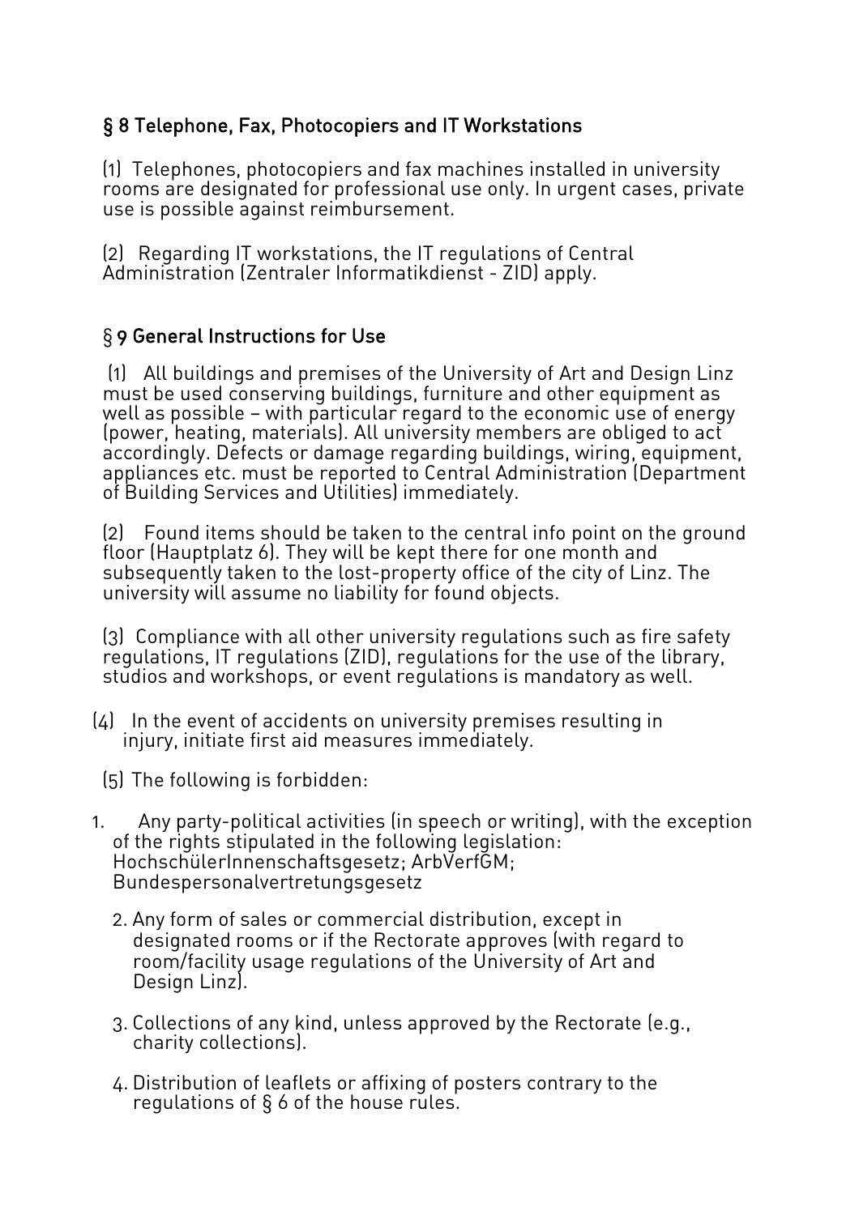### § 8 Telephone, Fax, Photocopiers and IT Workstations

(1) Telephones, photocopiers and fax machines installed in university rooms are designated for professional use only. In urgent cases, private use is possible against reimbursement.

(2) Regarding IT workstations, the IT regulations of Central Administration (Zentraler Informatikdienst - ZID) apply.

### § 9 General Instructions for Use

(1) All buildings and premises of the University of Art and Design Linz must be used conserving buildings, furniture and other equipment as well as possible – with particular regard to the economic use of energy (power, heating, materials). All university members are obliged to act accordingly. Defects or damage regarding buildings, wiring, equipment, appliances etc. must be reported to Central Administration (Department of Building Services and Utilities) immediately.

(2) Found items should be taken to the central info point on the ground floor (Hauptplatz 6). They will be kept there for one month and subsequently taken to the lost-property office of the city of Linz. The university will assume no liability for found objects.

(3) Compliance with all other university regulations such as fire safety regulations, IT regulations (ZID), regulations for the use of the library, studios and workshops, or event regulations is mandatory as well.

(4) In the event of accidents on university premises resulting in injury, initiate first aid measures immediately.

(5) The following is forbidden:

1. Any party-political activities (in speech or writing), with the exception of the rights stipulated in the following legislation: HochschülerInnenschaftsgesetz; ArbVerfGM; Bundespersonalvertretungsgesetz
2. Any form of sales or commercial distribution, except in designated rooms or if the Rectorate approves (with regard to room/facility usage regulations of the University of Art and Design Linz).
3. Collections of any kind, unless approved by the Rectorate (e.g., charity collections).
4. Distribution of leaflets or affixing of posters contrary to the regulations of § 6 of the house rules.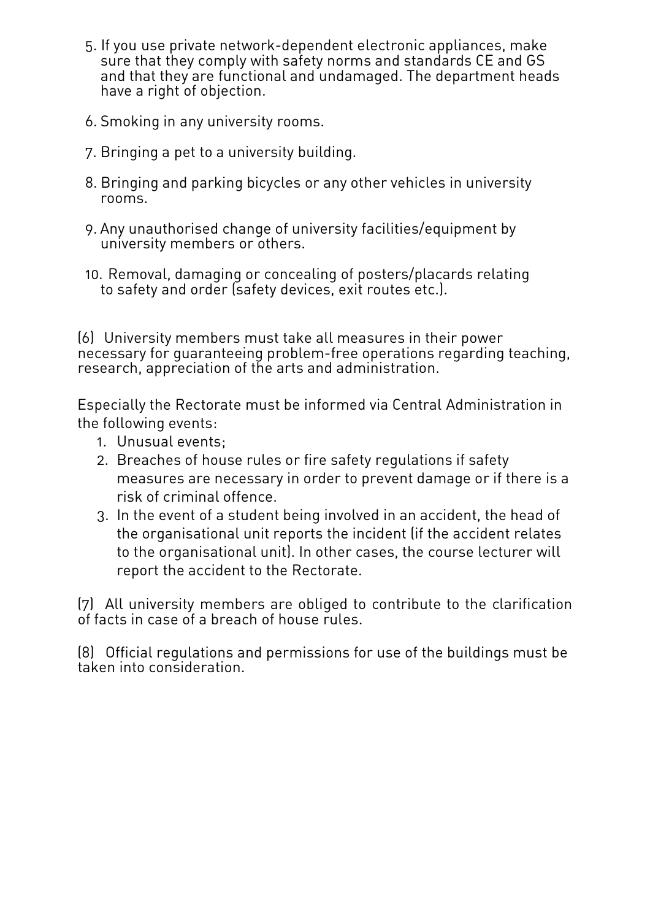5. If you use private network-dependent electronic appliances, make sure that they comply with safety norms and standards CE and GS and that they are functional and undamaged. The department heads have a right of objection.
6. Smoking in any university rooms.
7. Bringing a pet to a university building.
8. Bringing and parking bicycles or any other vehicles in university rooms.
9. Any unauthorised change of university facilities/equipment by university members or others.
10. Removal, damaging or concealing of posters/placards relating to safety and order (safety devices, exit routes etc.).

(6) University members must take all measures in their power necessary for guaranteeing problem-free operations regarding teaching, research, appreciation of the arts and administration.

Especially the Rectorate must be informed via Central Administration in the following events:

1. Unusual events;
2. Breaches of house rules or fire safety regulations if safety measures are necessary in order to prevent damage or if there is a risk of criminal offence.
3. In the event of a student being involved in an accident, the head of the organisational unit reports the incident (if the accident relates to the organisational unit). In other cases, the course lecturer will report the accident to the Rectorate.

(7) All university members are obliged to contribute to the clarification of facts in case of a breach of house rules.

(8) Official regulations and permissions for use of the buildings must be taken into consideration.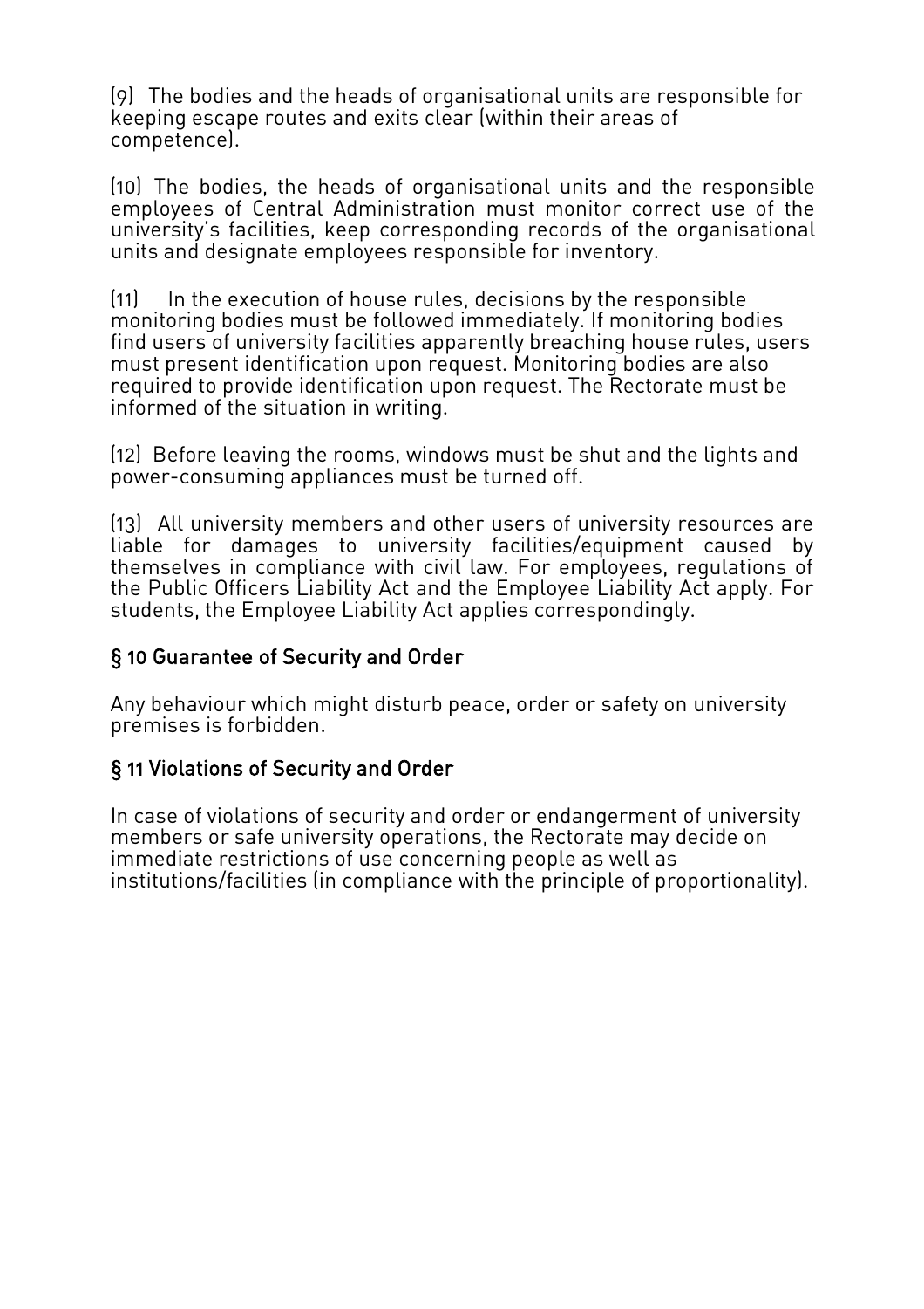(9) The bodies and the heads of organisational units are responsible for keeping escape routes and exits clear (within their areas of competence).

(10) The bodies, the heads of organisational units and the responsible employees of Central Administration must monitor correct use of the university's facilities, keep corresponding records of the organisational units and designate employees responsible for inventory.

(11) In the execution of house rules, decisions by the responsible monitoring bodies must be followed immediately. If monitoring bodies find users of university facilities apparently breaching house rules, users must present identification upon request. Monitoring bodies are also required to provide identification upon request. The Rectorate must be informed of the situation in writing.

(12) Before leaving the rooms, windows must be shut and the lights and power-consuming appliances must be turned off.

(13) All university members and other users of university resources are liable for damages to university facilities/equipment caused by themselves in compliance with civil law. For employees, regulations of the Public Officers Liability Act and the Employee Liability Act apply. For students, the Employee Liability Act applies correspondingly.

## § 10 Guarantee of Security and Order

Any behaviour which might disturb peace, order or safety on university premises is forbidden.

## § 11 Violations of Security and Order

In case of violations of security and order or endangerment of university members or safe university operations, the Rectorate may decide on immediate restrictions of use concerning people as well as institutions/facilities (in compliance with the principle of proportionality).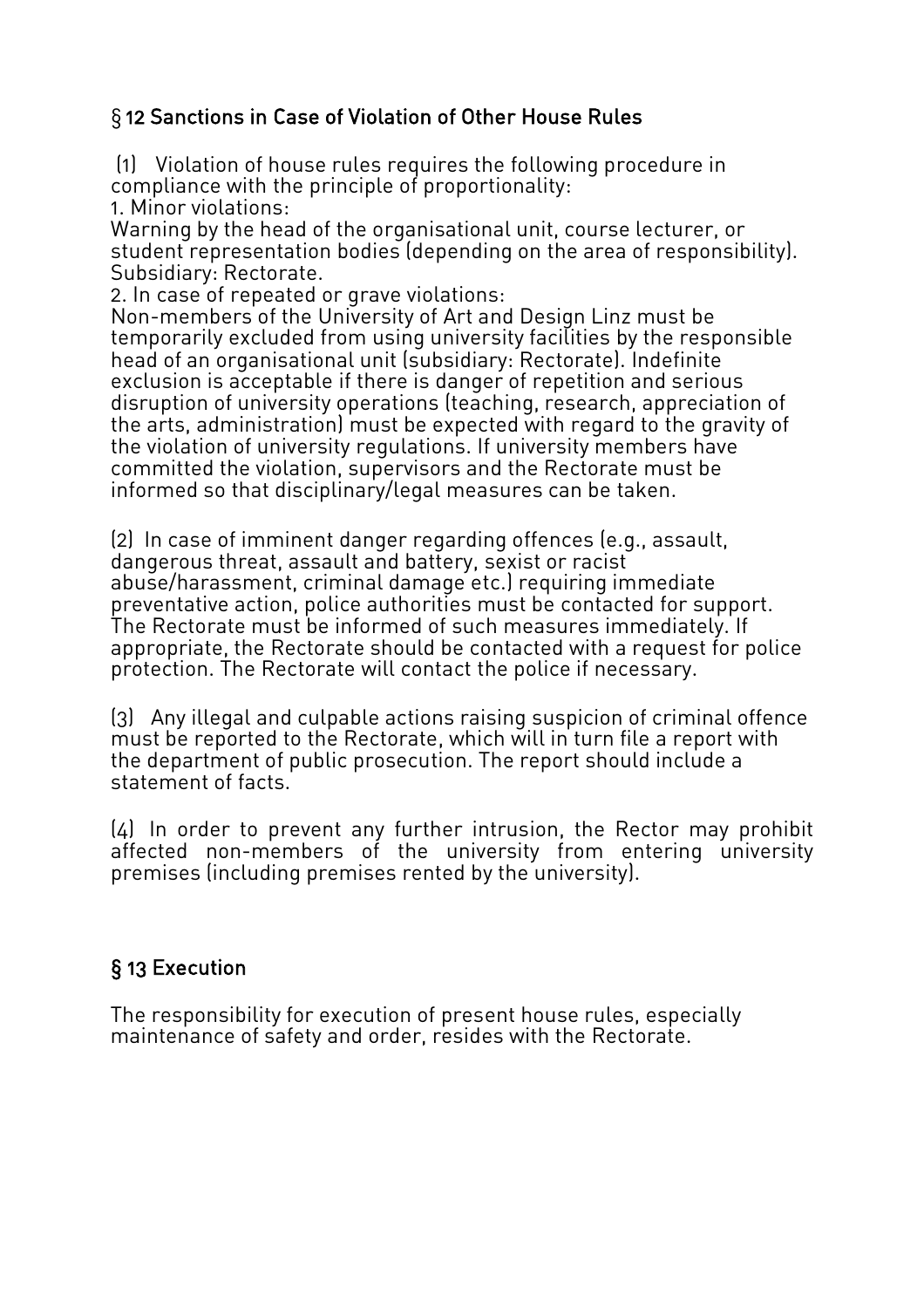## § 12 Sanctions in Case of Violation of Other House Rules

(1) Violation of house rules requires the following procedure in compliance with the principle of proportionality:

1. Minor violations:
Warning by the head of the organisational unit, course lecturer, or student representation bodies (depending on the area of responsibility). Subsidiary: Rectorate.
2. In case of repeated or grave violations:
Non-members of the University of Art and Design Linz must be temporarily excluded from using university facilities by the responsible head of an organisational unit (subsidiary: Rectorate). Indefinite exclusion is acceptable if there is danger of repetition and serious disruption of university operations (teaching, research, appreciation of the arts, administration) must be expected with regard to the gravity of the violation of university regulations. If university members have committed the violation, supervisors and the Rectorate must be informed so that disciplinary/legal measures can be taken.

(2) In case of imminent danger regarding offences (e.g., assault, dangerous threat, assault and battery, sexist or racist abuse/harassment, criminal damage etc.) requiring immediate preventative action, police authorities must be contacted for support. The Rectorate must be informed of such measures immediately. If appropriate, the Rectorate should be contacted with a request for police protection. The Rectorate will contact the police if necessary.

(3) Any illegal and culpable actions raising suspicion of criminal offence must be reported to the Rectorate, which will in turn file a report with the department of public prosecution. The report should include a statement of facts.

(4) In order to prevent any further intrusion, the Rector may prohibit affected non-members of the university from entering university premises (including premises rented by the university).

## § 13 Execution

The responsibility for execution of present house rules, especially maintenance of safety and order, resides with the Rectorate.